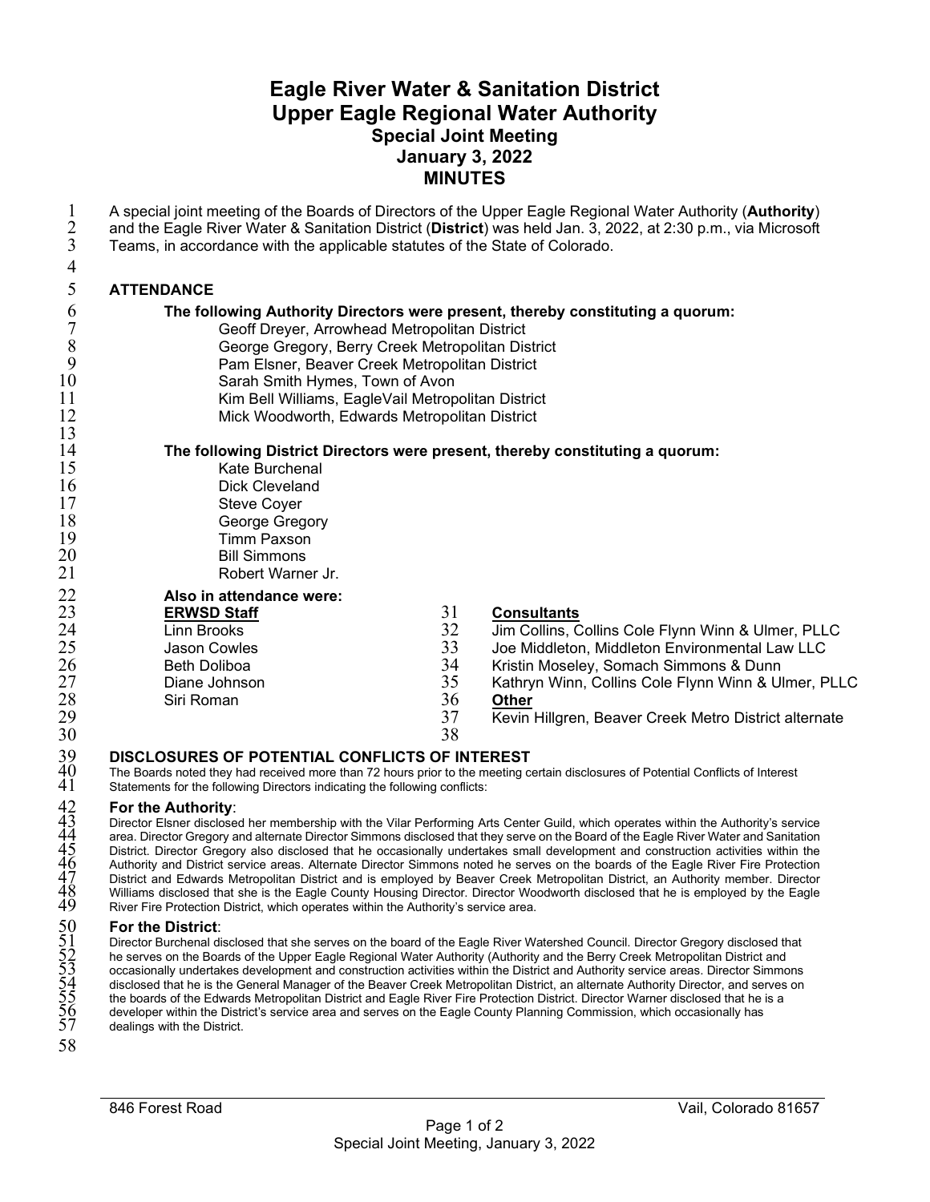# Eagle River Water & Sanitation District
# Upper Eagle Regional Water Authority
## Special Joint Meeting
## January 3, 2022
## MINUTES

A special joint meeting of the Boards of Directors of the Upper Eagle Regional Water Authority (**Authority**) and the Eagle River Water & Sanitation District (**District**) was held Jan. 3, 2022, at 2:30 p.m., via Microsoft Teams, in accordance with the applicable statutes of the State of Colorado.

### ATTENDANCE

**The following Authority Directors were present, thereby constituting a quorum:**

- Geoff Dreyer, Arrowhead Metropolitan District
- George Gregory, Berry Creek Metropolitan District
- Pam Elsner, Beaver Creek Metropolitan District
- Sarah Smith Hymes, Town of Avon
- Kim Bell Williams, EagleVail Metropolitan District
- Mick Woodworth, Edwards Metropolitan District

**The following District Directors were present, thereby constituting a quorum:**

- Kate Burchenal
- Dick Cleveland
- Steve Coyer
- George Gregory
- Timm Paxson
- Bill Simmons
- Robert Warner Jr.

**Also in attendance were:**

**ERWSD Staff**

- Linn Brooks
- Jason Cowles
- Beth Doliboa
- Diane Johnson
- Siri Roman

**Consultants**

- Jim Collins, Collins Cole Flynn Winn & Ulmer, PLLC
- Joe Middleton, Middleton Environmental Law LLC
- Kristin Moseley, Somach Simmons & Dunn
- Kathryn Winn, Collins Cole Flynn Winn & Ulmer, PLLC

**Other**

- Kevin Hillgren, Beaver Creek Metro District alternate

### DISCLOSURES OF POTENTIAL CONFLICTS OF INTEREST

The Boards noted they had received more than 72 hours prior to the meeting certain disclosures of Potential Conflicts of Interest Statements for the following Directors indicating the following conflicts:

**For the Authority**:

Director Elsner disclosed her membership with the Vilar Performing Arts Center Guild, which operates within the Authority's service area. Director Gregory and alternate Director Simmons disclosed that they serve on the Board of the Eagle River Water and Sanitation District. Director Gregory also disclosed that he occasionally undertakes small development and construction activities within the Authority and District service areas. Alternate Director Simmons noted he serves on the boards of the Eagle River Fire Protection District and Edwards Metropolitan District and is employed by Beaver Creek Metropolitan District, an Authority member. Director Williams disclosed that she is the Eagle County Housing Director. Director Woodworth disclosed that he is employed by the Eagle River Fire Protection District, which operates within the Authority's service area.

**For the District**:

Director Burchenal disclosed that she serves on the board of the Eagle River Watershed Council. Director Gregory disclosed that he serves on the Boards of the Upper Eagle Regional Water Authority (Authority and the Berry Creek Metropolitan District and occasionally undertakes development and construction activities within the District and Authority service areas. Director Simmons disclosed that he is the General Manager of the Beaver Creek Metropolitan District, an alternate Authority Director, and serves on the boards of the Edwards Metropolitan District and Eagle River Fire Protection District. Director Warner disclosed that he is a developer within the District's service area and serves on the Eagle County Planning Commission, which occasionally has dealings with the District.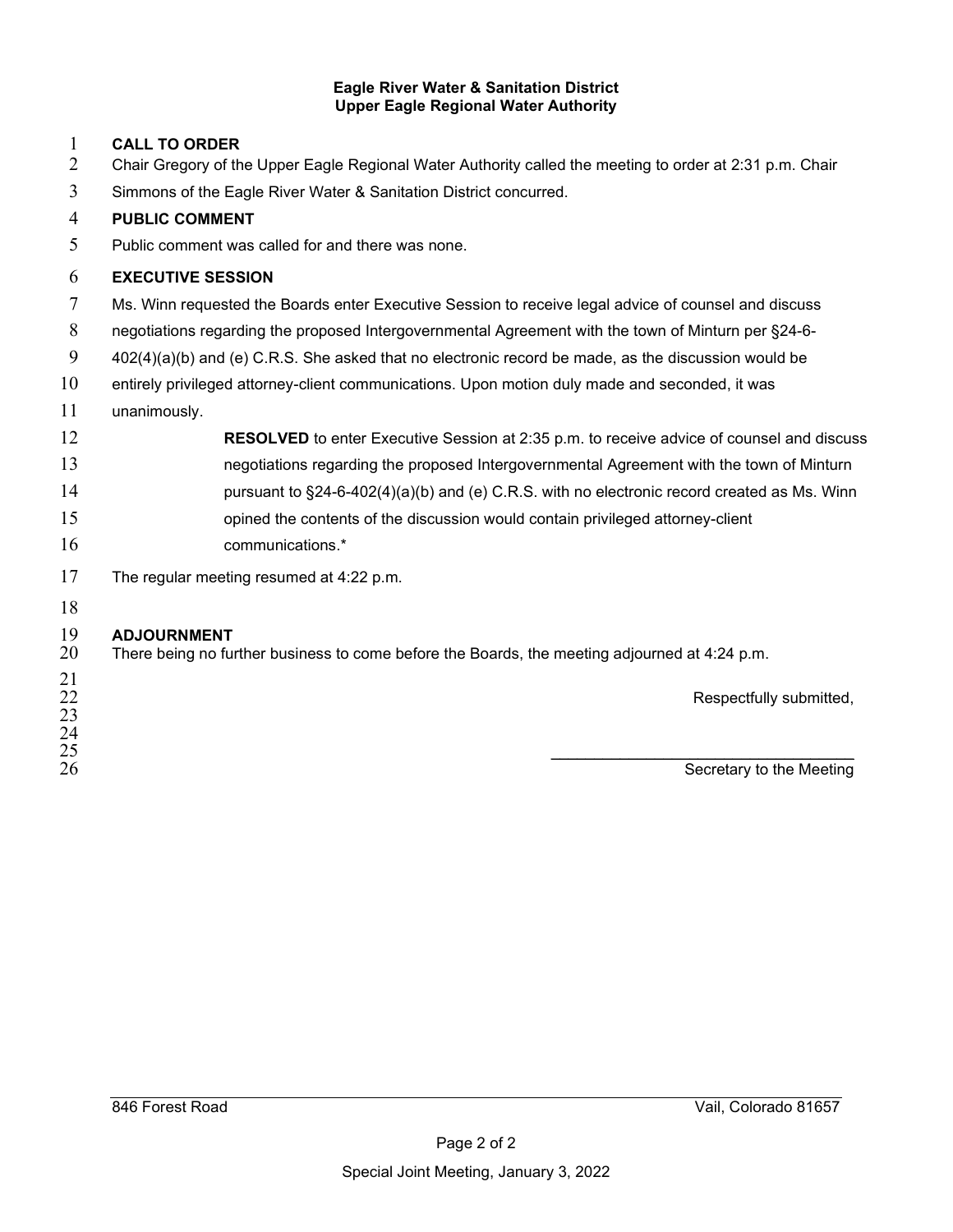**Eagle River Water & Sanitation District**
**Upper Eagle Regional Water Authority**

**CALL TO ORDER**

Chair Gregory of the Upper Eagle Regional Water Authority called the meeting to order at 2:31 p.m. Chair Simmons of the Eagle River Water & Sanitation District concurred.

**PUBLIC COMMENT**

Public comment was called for and there was none.

**EXECUTIVE SESSION**

Ms. Winn requested the Boards enter Executive Session to receive legal advice of counsel and discuss negotiations regarding the proposed Intergovernmental Agreement with the town of Minturn per §24-6-402(4)(a)(b) and (e) C.R.S. She asked that no electronic record be made, as the discussion would be entirely privileged attorney-client communications. Upon motion duly made and seconded, it was unanimously.

> **RESOLVED** to enter Executive Session at 2:35 p.m. to receive advice of counsel and discuss negotiations regarding the proposed Intergovernmental Agreement with the town of Minturn pursuant to §24-6-402(4)(a)(b) and (e) C.R.S. with no electronic record created as Ms. Winn opined the contents of the discussion would contain privileged attorney-client communications.*

The regular meeting resumed at 4:22 p.m.

**ADJOURNMENT**

There being no further business to come before the Boards, the meeting adjourned at 4:24 p.m.

Respectfully submitted,

\_\_\_\_\_\_\_\_\_\_\_\_\_\_\_\_\_\_\_\_\_\_\_\_\_\_\_\_\_\_\_\_\_\_

Secretary to the Meeting

846 Forest Road — Vail, Colorado 81657

Special Joint Meeting, January 3, 2022